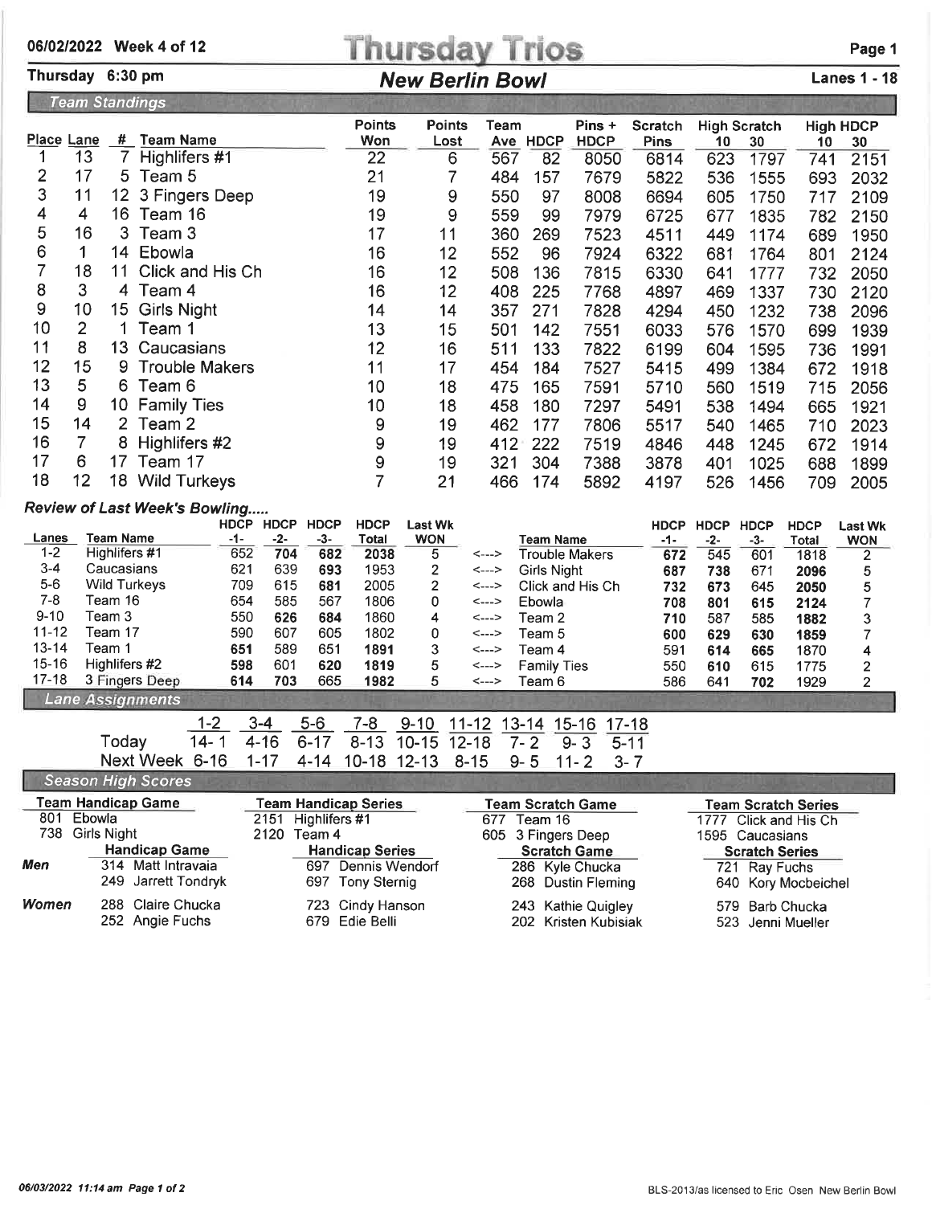06/02/2022 Week 4 of 12

# Thursday Trios

Thursday 6:30 pm

## New Berlin Bowl

Lanes 1 - 18

### Team Standings

| Place | Lane | # | Team Name | Points Won | Points Lost | Team Ave | HDCP | Pins + HDCP | Scratch Pins | High Scratch 10 | High Scratch 30 | High HDCP 10 | High HDCP 30 |
|---|---|---|---|---|---|---|---|---|---|---|---|---|---|
| 1 | 13 | 7 | Highlifers #1 | 22 | 6 | 567 | 82 | 8050 | 6814 | 623 | 1797 | 741 | 2151 |
| 2 | 17 | 5 | Team 5 | 21 | 7 | 484 | 157 | 7679 | 5822 | 536 | 1555 | 693 | 2032 |
| 3 | 11 | 12 | 3 Fingers Deep | 19 | 9 | 550 | 97 | 8008 | 6694 | 605 | 1750 | 717 | 2109 |
| 4 | 4 | 16 | Team 16 | 19 | 9 | 559 | 99 | 7979 | 6725 | 677 | 1835 | 782 | 2150 |
| 5 | 16 | 3 | Team 3 | 17 | 11 | 360 | 269 | 7523 | 4511 | 449 | 1174 | 689 | 1950 |
| 6 | 1 | 14 | Ebowla | 16 | 12 | 552 | 96 | 7924 | 6322 | 681 | 1764 | 801 | 2124 |
| 7 | 18 | 11 | Click and His Ch | 16 | 12 | 508 | 136 | 7815 | 6330 | 641 | 1777 | 732 | 2050 |
| 8 | 3 | 4 | Team 4 | 16 | 12 | 408 | 225 | 7768 | 4897 | 469 | 1337 | 730 | 2120 |
| 9 | 10 | 15 | Girls Night | 14 | 14 | 357 | 271 | 7828 | 4294 | 450 | 1232 | 738 | 2096 |
| 10 | 2 | 1 | Team 1 | 13 | 15 | 501 | 142 | 7551 | 6033 | 576 | 1570 | 699 | 1939 |
| 11 | 8 | 13 | Caucasians | 12 | 16 | 511 | 133 | 7822 | 6199 | 604 | 1595 | 736 | 1991 |
| 12 | 15 | 9 | Trouble Makers | 11 | 17 | 454 | 184 | 7527 | 5415 | 499 | 1384 | 672 | 1918 |
| 13 | 5 | 6 | Team 6 | 10 | 18 | 475 | 165 | 7591 | 5710 | 560 | 1519 | 715 | 2056 |
| 14 | 9 | 10 | Family Ties | 10 | 18 | 458 | 180 | 7297 | 5491 | 538 | 1494 | 665 | 1921 |
| 15 | 14 | 2 | Team 2 | 9 | 19 | 462 | 177 | 7806 | 5517 | 540 | 1465 | 710 | 2023 |
| 16 | 7 | 8 | Highlifers #2 | 9 | 19 | 412 | 222 | 7519 | 4846 | 448 | 1245 | 672 | 1914 |
| 17 | 6 | 17 | Team 17 | 9 | 19 | 321 | 304 | 7388 | 3878 | 401 | 1025 | 688 | 1899 |
| 18 | 12 | 18 | Wild Turkeys | 7 | 21 | 466 | 174 | 5892 | 4197 | 526 | 1456 | 709 | 2005 |

### Review of Last Week's Bowling.....

| Lanes | Team Name | HDCP -1- | HDCP -2- | HDCP -3- | HDCP Total | Last Wk WON | | Team Name | HDCP -1- | HDCP -2- | HDCP -3- | HDCP Total | Last Wk WON |
|---|---|---|---|---|---|---|---|---|---|---|---|---|---|
| 1-2 | Highlifers #1 | 652 | 704 | 682 | 2038 | 5 | <---> | Trouble Makers | 672 | 545 | 601 | 1818 | 2 |
| 3-4 | Caucasians | 621 | 639 | 693 | 1953 | 2 | <---> | Girls Night | 687 | 738 | 671 | 2096 | 5 |
| 5-6 | Wild Turkeys | 709 | 615 | 681 | 2005 | 2 | <---> | Click and His Ch | 732 | 673 | 645 | 2050 | 5 |
| 7-8 | Team 16 | 654 | 585 | 567 | 1806 | 0 | <---> | Ebowla | 708 | 801 | 615 | 2124 | 7 |
| 9-10 | Team 3 | 550 | 626 | 684 | 1860 | 4 | <---> | Team 2 | 710 | 587 | 585 | 1882 | 3 |
| 11-12 | Team 17 | 590 | 607 | 605 | 1802 | 0 | <---> | Team 5 | 600 | 629 | 630 | 1859 | 7 |
| 13-14 | Team 1 | 651 | 589 | 651 | 1891 | 3 | <---> | Team 4 | 591 | 614 | 665 | 1870 | 4 |
| 15-16 | Highlifers #2 | 598 | 601 | 620 | 1819 | 5 | <---> | Family Ties | 550 | 610 | 615 | 1775 | 2 |
| 17-18 | 3 Fingers Deep | 614 | 703 | 665 | 1982 | 5 | <---> | Team 6 | 586 | 641 | 702 | 1929 | 2 |

### Lane Assignments

| | 1-2 | 3-4 | 5-6 | 7-8 | 9-10 | 11-12 | 13-14 | 15-16 | 17-18 |
|---|---|---|---|---|---|---|---|---|---|
| Today | 14- 1 | 4-16 | 6-17 | 8-13 | 10-15 | 12-18 | 7- 2 | 9- 3 | 5-11 |
| Next Week | 6-16 | 1-17 | 4-14 | 10-18 | 12-13 | 8-15 | 9- 5 | 11- 2 | 3- 7 |

### Season High Scores

| | Team Handicap Game | Team Handicap Series | Team Scratch Game | Team Scratch Series |
|---|---|---|---|---|
| | 801 Ebowla | 2151 Highlifers #1 | 677 Team 16 | 1777 Click and His Ch |
| | 738 Girls Night | 2120 Team 4 | 605 3 Fingers Deep | 1595 Caucasians |

| | Handicap Game | Handicap Series | Scratch Game | Scratch Series |
|---|---|---|---|---|
| Men | 314 Matt Intravaia | 697 Dennis Wendorf | 286 Kyle Chucka | 721 Ray Fuchs |
| | 249 Jarrett Tondryk | 697 Tony Sternig | 268 Dustin Fleming | 640 Kory Mocbeichel |
| Women | 288 Claire Chucka | 723 Cindy Hanson | 243 Kathie Quigley | 579 Barb Chucka |
| | 252 Angie Fuchs | 679 Edie Belli | 202 Kristen Kubisiak | 523 Jenni Mueller |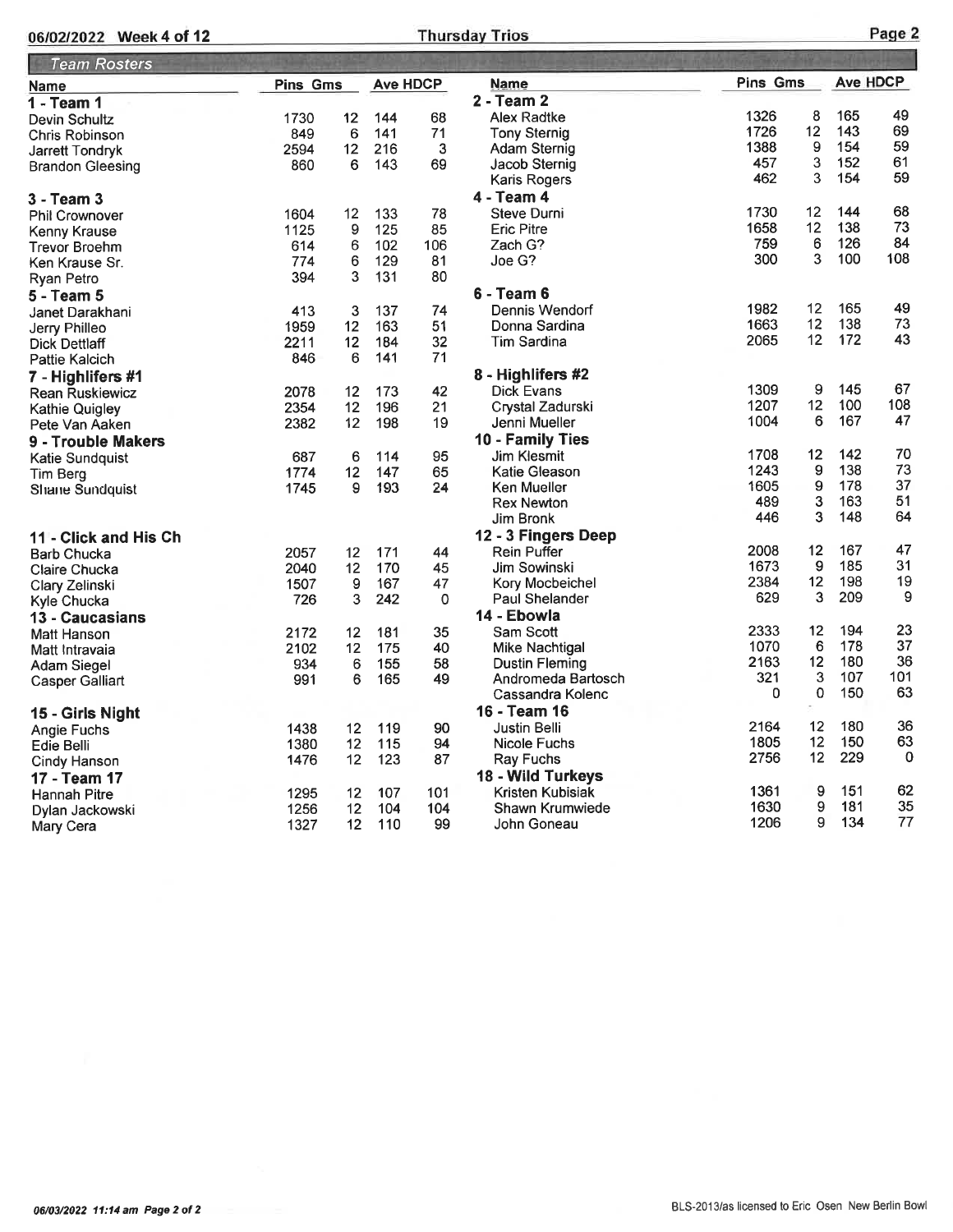06/02/2022 Week 4 of 12 — Thursday Trios

## Team Rosters

| Name | Pins | Gms | Ave | HDCP |
|---|---|---|---|---|
| **1 - Team 1** | | | | |
| Devin Schultz | 1730 | 12 | 144 | 68 |
| Chris Robinson | 849 | 6 | 141 | 71 |
| Jarrett Tondryk | 2594 | 12 | 216 | 3 |
| Brandon Gleesing | 860 | 6 | 143 | 69 |
| **3 - Team 3** | | | | |
| Phil Crownover | 1604 | 12 | 133 | 78 |
| Kenny Krause | 1125 | 9 | 125 | 85 |
| Trevor Broehm | 614 | 6 | 102 | 106 |
| Ken Krause Sr. | 774 | 6 | 129 | 81 |
| Ryan Petro | 394 | 3 | 131 | 80 |
| **5 - Team 5** | | | | |
| Janet Darakhani | 413 | 3 | 137 | 74 |
| Jerry Philleo | 1959 | 12 | 163 | 51 |
| Dick Dettlaff | 2211 | 12 | 184 | 32 |
| Pattie Kalcich | 846 | 6 | 141 | 71 |
| **7 - Highlifers #1** | | | | |
| Rean Ruskiewicz | 2078 | 12 | 173 | 42 |
| Kathie Quigley | 2354 | 12 | 196 | 21 |
| Pete Van Aaken | 2382 | 12 | 198 | 19 |
| **9 - Trouble Makers** | | | | |
| Katie Sundquist | 687 | 6 | 114 | 95 |
| Tim Berg | 1774 | 12 | 147 | 65 |
| Shane Sundquist | 1745 | 9 | 193 | 24 |
| **11 - Click and His Ch** | | | | |
| Barb Chucka | 2057 | 12 | 171 | 44 |
| Claire Chucka | 2040 | 12 | 170 | 45 |
| Clary Zelinski | 1507 | 9 | 167 | 47 |
| Kyle Chucka | 726 | 3 | 242 | 0 |
| **13 - Caucasians** | | | | |
| Matt Hanson | 2172 | 12 | 181 | 35 |
| Matt Intravaia | 2102 | 12 | 175 | 40 |
| Adam Siegel | 934 | 6 | 155 | 58 |
| Casper Galliart | 991 | 6 | 165 | 49 |
| **15 - Girls Night** | | | | |
| Angie Fuchs | 1438 | 12 | 119 | 90 |
| Edie Belli | 1380 | 12 | 115 | 94 |
| Cindy Hanson | 1476 | 12 | 123 | 87 |
| **17 - Team 17** | | | | |
| Hannah Pitre | 1295 | 12 | 107 | 101 |
| Dylan Jackowski | 1256 | 12 | 104 | 104 |
| Mary Cera | 1327 | 12 | 110 | 99 |

| Name | Pins | Gms | Ave | HDCP |
|---|---|---|---|---|
| **2 - Team 2** | | | | |
| Alex Radtke | 1326 | 8 | 165 | 49 |
| Tony Sternig | 1726 | 12 | 143 | 69 |
| Adam Sternig | 1388 | 9 | 154 | 59 |
| Jacob Sternig | 457 | 3 | 152 | 61 |
| Karis Rogers | 462 | 3 | 154 | 59 |
| **4 - Team 4** | | | | |
| Steve Durni | 1730 | 12 | 144 | 68 |
| Eric Pitre | 1658 | 12 | 138 | 73 |
| Zach G? | 759 | 6 | 126 | 84 |
| Joe G? | 300 | 3 | 100 | 108 |
| **6 - Team 6** | | | | |
| Dennis Wendorf | 1982 | 12 | 165 | 49 |
| Donna Sardina | 1663 | 12 | 138 | 73 |
| Tim Sardina | 2065 | 12 | 172 | 43 |
| **8 - Highlifers #2** | | | | |
| Dick Evans | 1309 | 9 | 145 | 67 |
| Crystal Zadurski | 1207 | 12 | 100 | 108 |
| Jenni Mueller | 1004 | 6 | 167 | 47 |
| **10 - Family Ties** | | | | |
| Jim Klesmit | 1708 | 12 | 142 | 70 |
| Katie Gleason | 1243 | 9 | 138 | 73 |
| Ken Mueller | 1605 | 9 | 178 | 37 |
| Rex Newton | 489 | 3 | 163 | 51 |
| Jim Bronk | 446 | 3 | 148 | 64 |
| **12 - 3 Fingers Deep** | | | | |
| Rein Puffer | 2008 | 12 | 167 | 47 |
| Jim Sowinski | 1673 | 9 | 185 | 31 |
| Kory Mocbeichel | 2384 | 12 | 198 | 19 |
| Paul Shelander | 629 | 3 | 209 | 9 |
| **14 - Ebowla** | | | | |
| Sam Scott | 2333 | 12 | 194 | 23 |
| Mike Nachtigal | 1070 | 6 | 178 | 37 |
| Dustin Fleming | 2163 | 12 | 180 | 36 |
| Andromeda Bartosch | 321 | 3 | 107 | 101 |
| Cassandra Kolenc | 0 | 0 | 150 | 63 |
| **16 - Team 16** | | | | |
| Justin Belli | 2164 | 12 | 180 | 36 |
| Nicole Fuchs | 1805 | 12 | 150 | 63 |
| Ray Fuchs | 2756 | 12 | 229 | 0 |
| **18 - Wild Turkeys** | | | | |
| Kristen Kubisiak | 1361 | 9 | 151 | 62 |
| Shawn Krumwiede | 1630 | 9 | 181 | 35 |
| John Goneau | 1206 | 9 | 134 | 77 |

06/03/2022 11:14 am

BLS-2013/as licensed to Eric Osen New Berlin Bowl